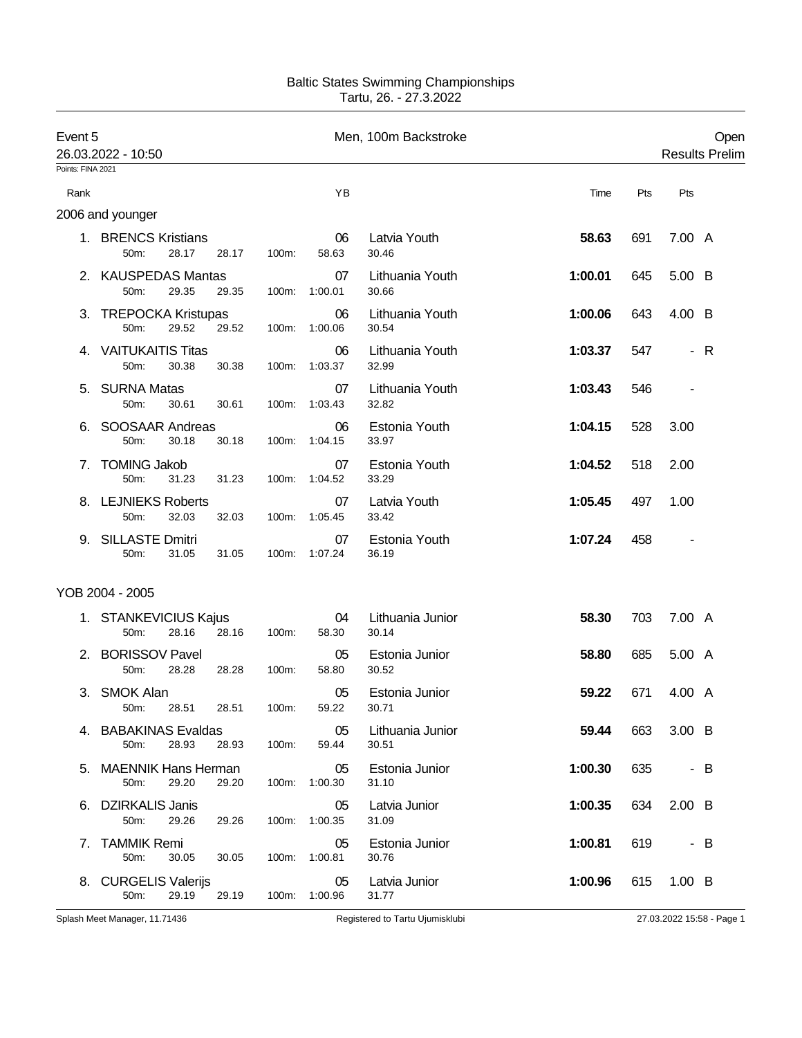Baltic States Swimming Championships
Tartu, 26. - 27.3.2022

Event 5 — Men, 100m Backstroke — Open

26.03.2022 - 10:50 — Results Prelim

Points: FINA 2021

**2006 and younger**

| Rank | Name | 50m | | 100m | YB | Club | Split | Time | Pts | Pts | |
|---|---|---|---|---|---|---|---|---|---|---|---|
| 1. | BRENCS Kristians | 28.17 | 28.17 | 58.63 | 06 | Latvia Youth | 30.46 | **58.63** | 691 | 7.00 | A |
| 2. | KAUSPEDAS Mantas | 29.35 | 29.35 | 1:00.01 | 07 | Lithuania Youth | 30.66 | **1:00.01** | 645 | 5.00 | B |
| 3. | TREPOCKA Kristupas | 29.52 | 29.52 | 1:00.06 | 06 | Lithuania Youth | 30.54 | **1:00.06** | 643 | 4.00 | B |
| 4. | VAITUKAITIS Titas | 30.38 | 30.38 | 1:03.37 | 06 | Lithuania Youth | 32.99 | **1:03.37** | 547 | - | R |
| 5. | SURNA Matas | 30.61 | 30.61 | 1:03.43 | 07 | Lithuania Youth | 32.82 | **1:03.43** | 546 | - | |
| 6. | SOOSAAR Andreas | 30.18 | 30.18 | 1:04.15 | 06 | Estonia Youth | 33.97 | **1:04.15** | 528 | 3.00 | |
| 7. | TOMING Jakob | 31.23 | 31.23 | 1:04.52 | 07 | Estonia Youth | 33.29 | **1:04.52** | 518 | 2.00 | |
| 8. | LEJNIEKS Roberts | 32.03 | 32.03 | 1:05.45 | 07 | Latvia Youth | 33.42 | **1:05.45** | 497 | 1.00 | |
| 9. | SILLASTE Dmitri | 31.05 | 31.05 | 1:07.24 | 07 | Estonia Youth | 36.19 | **1:07.24** | 458 | - | |

**YOB 2004 - 2005**

| Rank | Name | 50m | | 100m | YB | Club | Split | Time | Pts | Pts | |
|---|---|---|---|---|---|---|---|---|---|---|---|
| 1. | STANKEVICIUS Kajus | 28.16 | 28.16 | 58.30 | 04 | Lithuania Junior | 30.14 | **58.30** | 703 | 7.00 | A |
| 2. | BORISSOV Pavel | 28.28 | 28.28 | 58.80 | 05 | Estonia Junior | 30.52 | **58.80** | 685 | 5.00 | A |
| 3. | SMOK Alan | 28.51 | 28.51 | 59.22 | 05 | Estonia Junior | 30.71 | **59.22** | 671 | 4.00 | A |
| 4. | BABAKINAS Evaldas | 28.93 | 28.93 | 59.44 | 05 | Lithuania Junior | 30.51 | **59.44** | 663 | 3.00 | B |
| 5. | MAENNIK Hans Herman | 29.20 | 29.20 | 1:00.30 | 05 | Estonia Junior | 31.10 | **1:00.30** | 635 | - | B |
| 6. | DZIRKALIS Janis | 29.26 | 29.26 | 1:00.35 | 05 | Latvia Junior | 31.09 | **1:00.35** | 634 | 2.00 | B |
| 7. | TAMMIK Remi | 30.05 | 30.05 | 1:00.81 | 05 | Estonia Junior | 30.76 | **1:00.81** | 619 | - | B |
| 8. | CURGELIS Valerijs | 29.19 | 29.19 | 1:00.96 | 05 | Latvia Junior | 31.77 | **1:00.96** | 615 | 1.00 | B |

Splash Meet Manager, 11.71436 — Registered to Tartu Ujumisklubi — 27.03.2022 15:58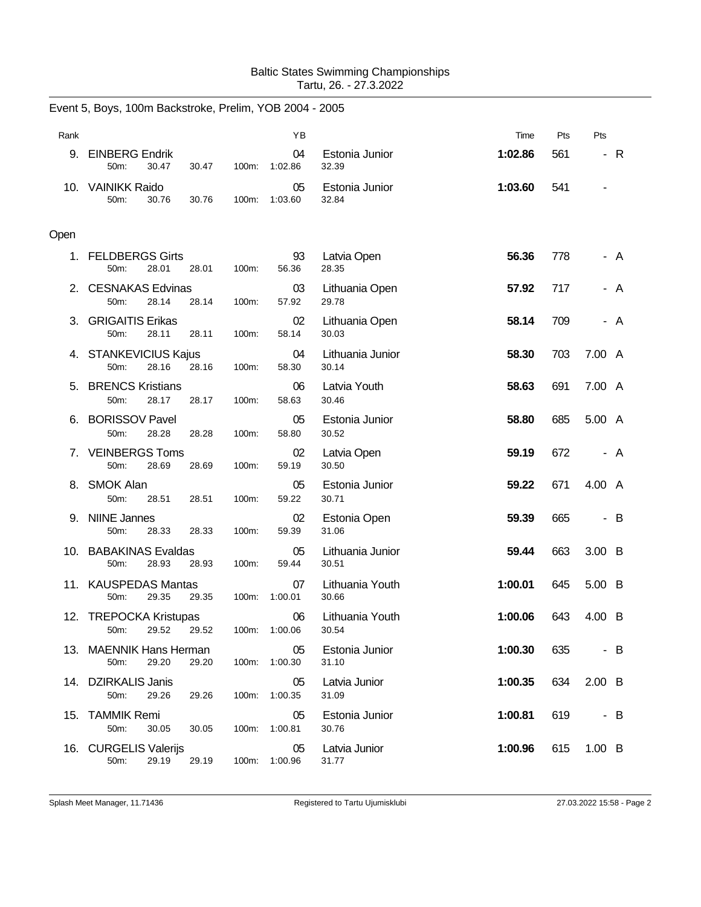Baltic States Swimming Championships
Tartu, 26. - 27.3.2022

## Event 5, Boys, 100m Backstroke, Prelim, YOB 2004 - 2005

| Rank | Name | YB | Club | Time | Pts | Pts | |
|---|---|---|---|---|---|---|---|
| 9. | EINBERG Endrik | 04 | Estonia Junior | 1:02.86 | 561 | - | R |
| | 50m: 30.47 30.47 100m: 1:02.86 32.39 | | | | | | |
| 10. | VAINIKK Raido | 05 | Estonia Junior | 1:03.60 | 541 | - | |
| | 50m: 30.76 30.76 100m: 1:03.60 32.84 | | | | | | |

### Open

| Rank | Name | YB | Club | Time | Pts | Pts | |
|---|---|---|---|---|---|---|---|
| 1. | FELDBERGS Girts | 93 | Latvia Open | 56.36 | 778 | - | A |
| | 50m: 28.01 28.01 100m: 56.36 28.35 | | | | | | |
| 2. | CESNAKAS Edvinas | 03 | Lithuania Open | 57.92 | 717 | - | A |
| | 50m: 28.14 28.14 100m: 57.92 29.78 | | | | | | |
| 3. | GRIGAITIS Erikas | 02 | Lithuania Open | 58.14 | 709 | - | A |
| | 50m: 28.11 28.11 100m: 58.14 30.03 | | | | | | |
| 4. | STANKEVICIUS Kajus | 04 | Lithuania Junior | 58.30 | 703 | 7.00 | A |
| | 50m: 28.16 28.16 100m: 58.30 30.14 | | | | | | |
| 5. | BRENCS Kristians | 06 | Latvia Youth | 58.63 | 691 | 7.00 | A |
| | 50m: 28.17 28.17 100m: 58.63 30.46 | | | | | | |
| 6. | BORISSOV Pavel | 05 | Estonia Junior | 58.80 | 685 | 5.00 | A |
| | 50m: 28.28 28.28 100m: 58.80 30.52 | | | | | | |
| 7. | VEINBERGS Toms | 02 | Latvia Open | 59.19 | 672 | - | A |
| | 50m: 28.69 28.69 100m: 59.19 30.50 | | | | | | |
| 8. | SMOK Alan | 05 | Estonia Junior | 59.22 | 671 | 4.00 | A |
| | 50m: 28.51 28.51 100m: 59.22 30.71 | | | | | | |
| 9. | NIINE Jannes | 02 | Estonia Open | 59.39 | 665 | - | B |
| | 50m: 28.33 28.33 100m: 59.39 31.06 | | | | | | |
| 10. | BABAKINAS Evaldas | 05 | Lithuania Junior | 59.44 | 663 | 3.00 | B |
| | 50m: 28.93 28.93 100m: 59.44 30.51 | | | | | | |
| 11. | KAUSPEDAS Mantas | 07 | Lithuania Youth | 1:00.01 | 645 | 5.00 | B |
| | 50m: 29.35 29.35 100m: 1:00.01 30.66 | | | | | | |
| 12. | TREPOCKA Kristupas | 06 | Lithuania Youth | 1:00.06 | 643 | 4.00 | B |
| | 50m: 29.52 29.52 100m: 1:00.06 30.54 | | | | | | |
| 13. | MAENNIK Hans Herman | 05 | Estonia Junior | 1:00.30 | 635 | - | B |
| | 50m: 29.20 29.20 100m: 1:00.30 31.10 | | | | | | |
| 14. | DZIRKALIS Janis | 05 | Latvia Junior | 1:00.35 | 634 | 2.00 | B |
| | 50m: 29.26 29.26 100m: 1:00.35 31.09 | | | | | | |
| 15. | TAMMIK Remi | 05 | Estonia Junior | 1:00.81 | 619 | - | B |
| | 50m: 30.05 30.05 100m: 1:00.81 30.76 | | | | | | |
| 16. | CURGELIS Valerijs | 05 | Latvia Junior | 1:00.96 | 615 | 1.00 | B |
| | 50m: 29.19 29.19 100m: 1:00.96 31.77 | | | | | | |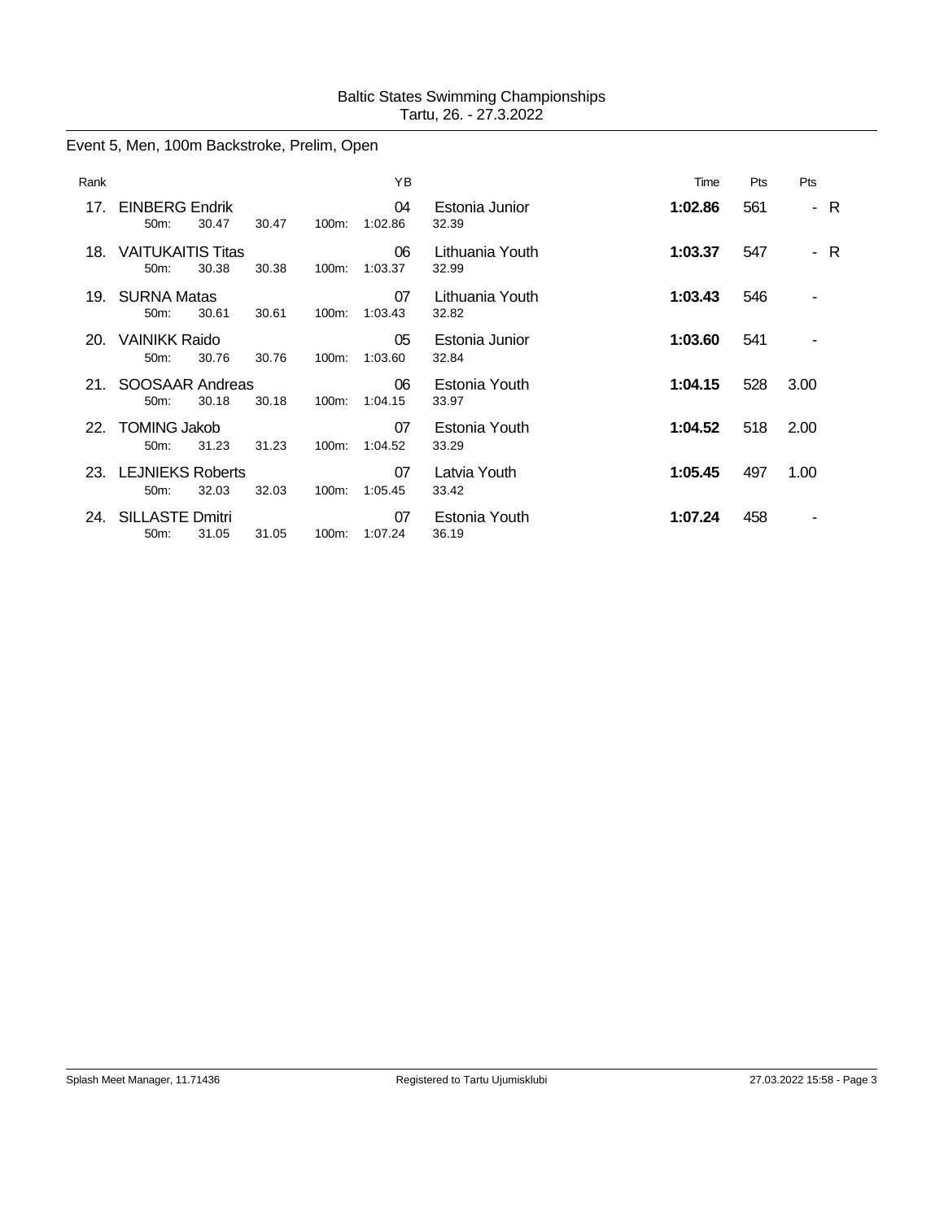Baltic States Swimming Championships
Tartu, 26. - 27.3.2022

## Event 5, Men, 100m Backstroke, Prelim, Open

| Rank | | | | | YB | | Time | Pts | Pts |
|---|---|---|---|---|---|---|---|---|---|
| 17. | EINBERG Endrik | | | | 04 | Estonia Junior | **1:02.86** | 561 | - R |
| | 50m: | 30.47 | 30.47 | 100m: | 1:02.86 | 32.39 | | | |
| 18. | VAITUKAITIS Titas | | | | 06 | Lithuania Youth | **1:03.37** | 547 | - R |
| | 50m: | 30.38 | 30.38 | 100m: | 1:03.37 | 32.99 | | | |
| 19. | SURNA Matas | | | | 07 | Lithuania Youth | **1:03.43** | 546 | - |
| | 50m: | 30.61 | 30.61 | 100m: | 1:03.43 | 32.82 | | | |
| 20. | VAINIKK Raido | | | | 05 | Estonia Junior | **1:03.60** | 541 | - |
| | 50m: | 30.76 | 30.76 | 100m: | 1:03.60 | 32.84 | | | |
| 21. | SOOSAAR Andreas | | | | 06 | Estonia Youth | **1:04.15** | 528 | 3.00 |
| | 50m: | 30.18 | 30.18 | 100m: | 1:04.15 | 33.97 | | | |
| 22. | TOMING Jakob | | | | 07 | Estonia Youth | **1:04.52** | 518 | 2.00 |
| | 50m: | 31.23 | 31.23 | 100m: | 1:04.52 | 33.29 | | | |
| 23. | LEJNIEKS Roberts | | | | 07 | Latvia Youth | **1:05.45** | 497 | 1.00 |
| | 50m: | 32.03 | 32.03 | 100m: | 1:05.45 | 33.42 | | | |
| 24. | SILLASTE Dmitri | | | | 07 | Estonia Youth | **1:07.24** | 458 | - |
| | 50m: | 31.05 | 31.05 | 100m: | 1:07.24 | 36.19 | | | |

Splash Meet Manager, 11.71436 Registered to Tartu Ujumisklubi 27.03.2022 15:58